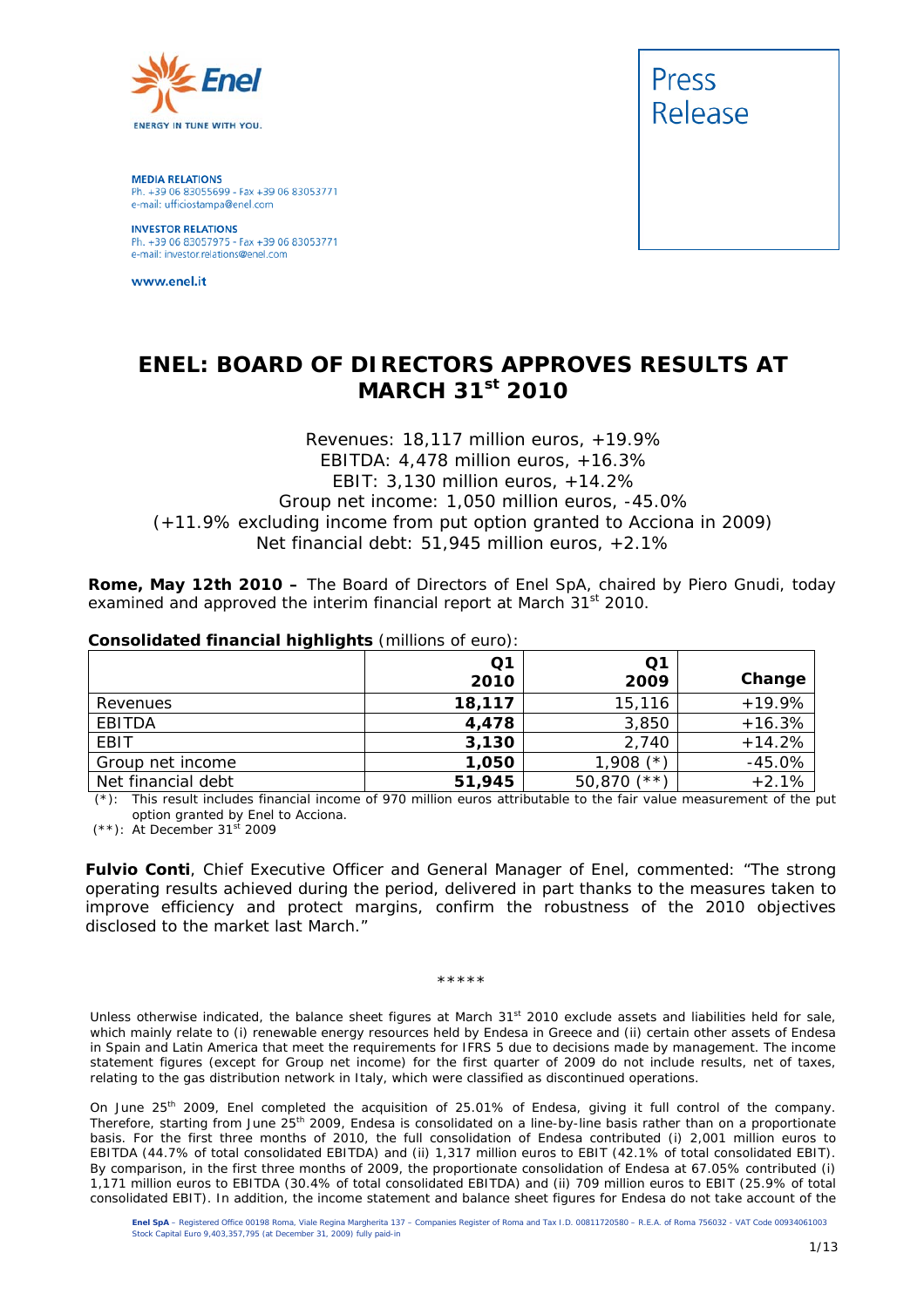ENERGY IN TUNE WITH YOU.

**MEDIA RELATIONS**
Ph. +39 06 83055699 - Fax +39 06 83053771
e-mail: ufficiostampa@enel.com

**INVESTOR RELATIONS**
Ph. +39 06 83057975 - Fax +39 06 83053771
e-mail: investor.relations@enel.com

www.enel.it

Press Release

# ENEL: BOARD OF DIRECTORS APPROVES RESULTS AT MARCH 31st 2010

Revenues: 18,117 million euros, +19.9%
EBITDA: 4,478 million euros, +16.3%
EBIT: 3,130 million euros, +14.2%
Group net income: 1,050 million euros, -45.0%
(+11.9% excluding income from put option granted to Acciona in 2009)
Net financial debt: 51,945 million euros, +2.1%

**Rome, May 12th 2010 –** The Board of Directors of Enel SpA, chaired by Piero Gnudi, today examined and approved the interim financial report at March 31st 2010.

**Consolidated financial highlights** (millions of euro):

| | Q1 2010 | Q1 2009 | Change |
|---|---|---|---|
| Revenues | **18,117** | 15,116 | +19.9% |
| EBITDA | **4,478** | 3,850 | +16.3% |
| EBIT | **3,130** | 2,740 | +14.2% |
| Group net income | **1,050** | 1,908 (*) | -45.0% |
| Net financial debt | **51,945** | 50,870 (**) | +2.1% |

(*): This result includes financial income of 970 million euros attributable to the fair value measurement of the put option granted by Enel to Acciona.
(**): At December 31st 2009

**Fulvio Conti**, Chief Executive Officer and General Manager of Enel, commented: "The strong operating results achieved during the period, delivered in part thanks to the measures taken to improve efficiency and protect margins, confirm the robustness of the 2010 objectives disclosed to the market last March."

\*\*\*\*\*

Unless otherwise indicated, the balance sheet figures at March 31st 2010 exclude assets and liabilities held for sale, which mainly relate to (i) renewable energy resources held by Endesa in Greece and (ii) certain other assets of Endesa in Spain and Latin America that meet the requirements for IFRS 5 due to decisions made by management. The income statement figures (except for Group net income) for the first quarter of 2009 do not include results, net of taxes, relating to the gas distribution network in Italy, which were classified as discontinued operations.

On June 25th 2009, Enel completed the acquisition of 25.01% of Endesa, giving it full control of the company. Therefore, starting from June 25th 2009, Endesa is consolidated on a line-by-line basis rather than on a proportionate basis. For the first three months of 2010, the full consolidation of Endesa contributed (i) 2,001 million euros to EBITDA (44.7% of total consolidated EBITDA) and (ii) 1,317 million euros to EBIT (42.1% of total consolidated EBIT). By comparison, in the first three months of 2009, the proportionate consolidation of Endesa at 67.05% contributed (i) 1,171 million euros to EBITDA (30.4% of total consolidated EBITDA) and (ii) 709 million euros to EBIT (25.9% of total consolidated EBIT). In addition, the income statement and balance sheet figures for Endesa do not take account of the

Enel SpA – Registered Office 00198 Roma, Viale Regina Margherita 137 – Companies Register of Roma and Tax I.D. 00811720580 – R.E.A. of Roma 756032 – VAT Code 00934061003
Stock Capital Euro 9,403,357,795 (at December 31, 2009) fully paid-in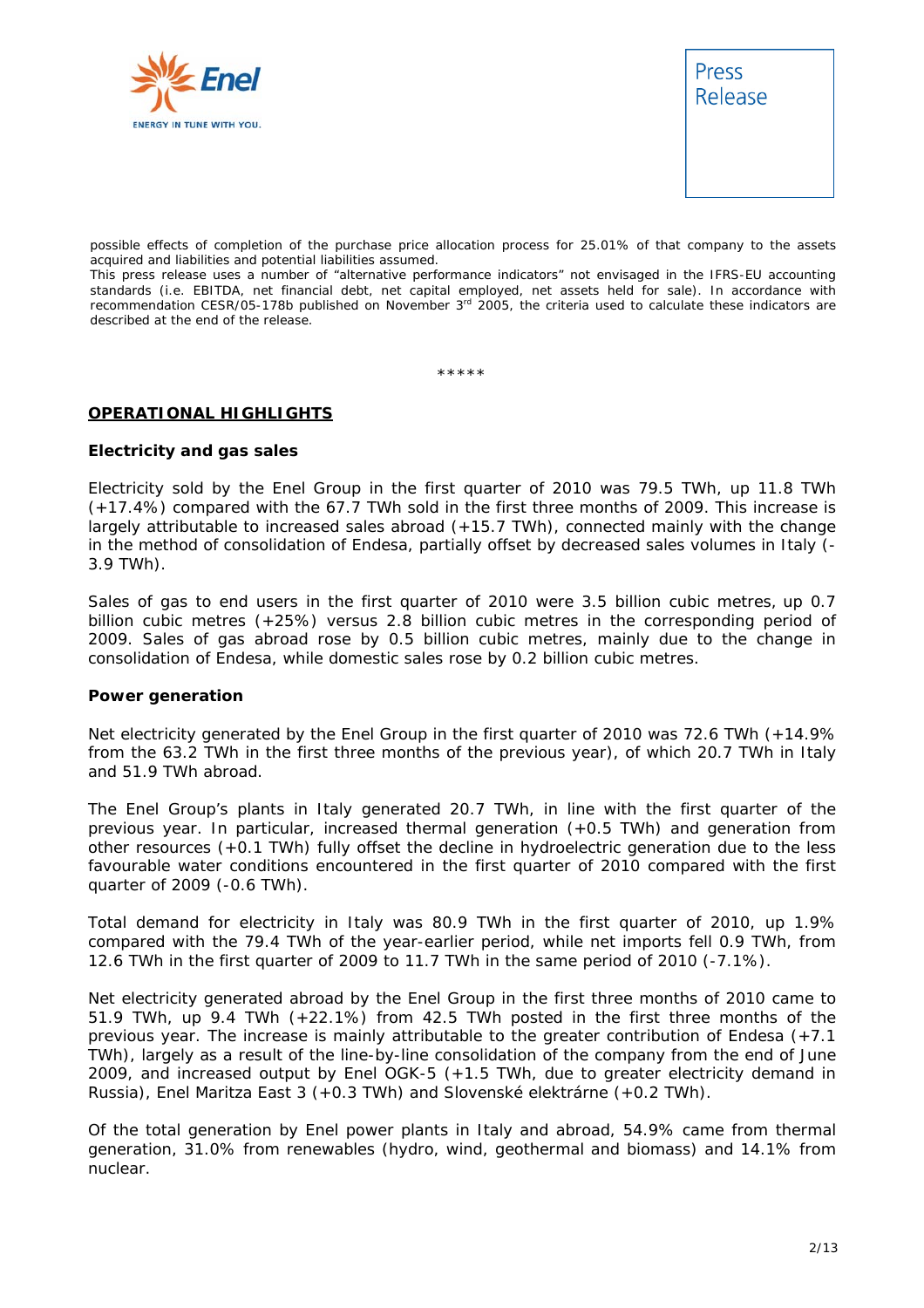possible effects of completion of the purchase price allocation process for 25.01% of that company to the assets acquired and liabilities and potential liabilities assumed.
This press release uses a number of "alternative performance indicators" not envisaged in the IFRS-EU accounting standards (i.e. EBITDA, net financial debt, net capital employed, net assets held for sale). In accordance with recommendation CESR/05-178b published on November 3rd 2005, the criteria used to calculate these indicators are described at the end of the release.

*****

## OPERATIONAL HIGHLIGHTS

### Electricity and gas sales

Electricity sold by the Enel Group in the first quarter of 2010 was 79.5 TWh, up 11.8 TWh (+17.4%) compared with the 67.7 TWh sold in the first three months of 2009. This increase is largely attributable to increased sales abroad (+15.7 TWh), connected mainly with the change in the method of consolidation of Endesa, partially offset by decreased sales volumes in Italy (-3.9 TWh).

Sales of gas to end users in the first quarter of 2010 were 3.5 billion cubic metres, up 0.7 billion cubic metres (+25%) versus 2.8 billion cubic metres in the corresponding period of 2009. Sales of gas abroad rose by 0.5 billion cubic metres, mainly due to the change in consolidation of Endesa, while domestic sales rose by 0.2 billion cubic metres.

### Power generation

Net electricity generated by the Enel Group in the first quarter of 2010 was 72.6 TWh (+14.9% from the 63.2 TWh in the first three months of the previous year), of which 20.7 TWh in Italy and 51.9 TWh abroad.

The Enel Group's plants in Italy generated 20.7 TWh, in line with the first quarter of the previous year. In particular, increased thermal generation (+0.5 TWh) and generation from other resources (+0.1 TWh) fully offset the decline in hydroelectric generation due to the less favourable water conditions encountered in the first quarter of 2010 compared with the first quarter of 2009 (-0.6 TWh).

Total demand for electricity in Italy was 80.9 TWh in the first quarter of 2010, up 1.9% compared with the 79.4 TWh of the year-earlier period, while net imports fell 0.9 TWh, from 12.6 TWh in the first quarter of 2009 to 11.7 TWh in the same period of 2010 (-7.1%).

Net electricity generated abroad by the Enel Group in the first three months of 2010 came to 51.9 TWh, up 9.4 TWh (+22.1%) from 42.5 TWh posted in the first three months of the previous year. The increase is mainly attributable to the greater contribution of Endesa (+7.1 TWh), largely as a result of the line-by-line consolidation of the company from the end of June 2009, and increased output by Enel OGK-5 (+1.5 TWh, due to greater electricity demand in Russia), Enel Maritza East 3 (+0.3 TWh) and Slovenské elektrárne (+0.2 TWh).

Of the total generation by Enel power plants in Italy and abroad, 54.9% came from thermal generation, 31.0% from renewables (hydro, wind, geothermal and biomass) and 14.1% from nuclear.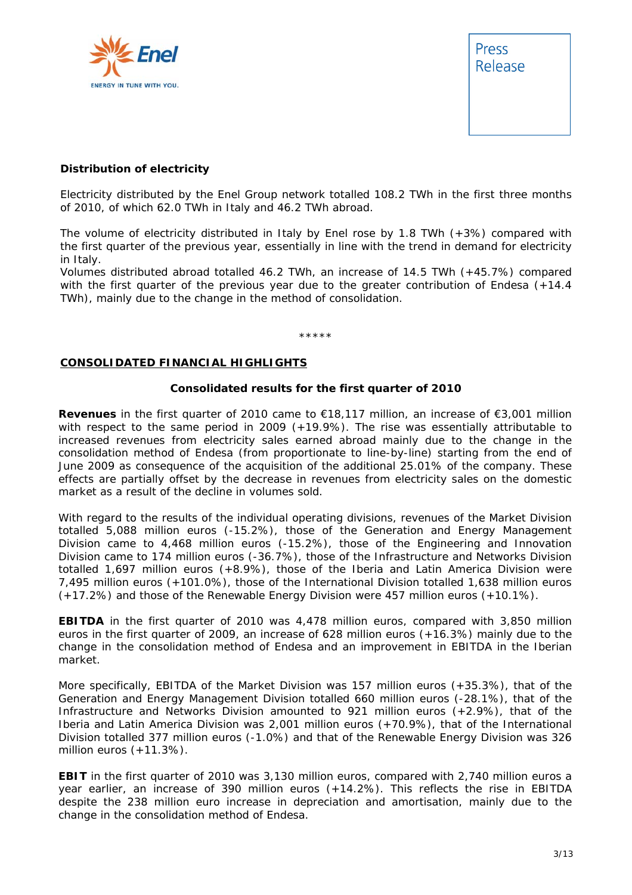**Distribution of electricity**

Electricity distributed by the Enel Group network totalled 108.2 TWh in the first three months of 2010, of which 62.0 TWh in Italy and 46.2 TWh abroad.

The volume of electricity distributed in Italy by Enel rose by 1.8 TWh (+3%) compared with the first quarter of the previous year, essentially in line with the trend in demand for electricity in Italy.
Volumes distributed abroad totalled 46.2 TWh, an increase of 14.5 TWh (+45.7%) compared with the first quarter of the previous year due to the greater contribution of Endesa (+14.4 TWh), mainly due to the change in the method of consolidation.

*****

**CONSOLIDATED FINANCIAL HIGHLIGHTS**

**Consolidated results for the first quarter of 2010**

**Revenues** in the first quarter of 2010 came to €18,117 million, an increase of €3,001 million with respect to the same period in 2009 (+19.9%). The rise was essentially attributable to increased revenues from electricity sales earned abroad mainly due to the change in the consolidation method of Endesa (from proportionate to line-by-line) starting from the end of June 2009 as consequence of the acquisition of the additional 25.01% of the company. These effects are partially offset by the decrease in revenues from electricity sales on the domestic market as a result of the decline in volumes sold.

With regard to the results of the individual operating divisions, revenues of the Market Division totalled 5,088 million euros (-15.2%), those of the Generation and Energy Management Division came to 4,468 million euros (-15.2%), those of the Engineering and Innovation Division came to 174 million euros (-36.7%), those of the Infrastructure and Networks Division totalled 1,697 million euros (+8.9%), those of the Iberia and Latin America Division were 7,495 million euros (+101.0%), those of the International Division totalled 1,638 million euros (+17.2%) and those of the Renewable Energy Division were 457 million euros (+10.1%).

**EBITDA** in the first quarter of 2010 was 4,478 million euros, compared with 3,850 million euros in the first quarter of 2009, an increase of 628 million euros (+16.3%) mainly due to the change in the consolidation method of Endesa and an improvement in EBITDA in the Iberian market.

More specifically, EBITDA of the Market Division was 157 million euros (+35.3%), that of the Generation and Energy Management Division totalled 660 million euros (-28.1%), that of the Infrastructure and Networks Division amounted to 921 million euros (+2.9%), that of the Iberia and Latin America Division was 2,001 million euros (+70.9%), that of the International Division totalled 377 million euros (-1.0%) and that of the Renewable Energy Division was 326 million euros (+11.3%).

**EBIT** in the first quarter of 2010 was 3,130 million euros, compared with 2,740 million euros a year earlier, an increase of 390 million euros (+14.2%). This reflects the rise in EBITDA despite the 238 million euro increase in depreciation and amortisation, mainly due to the change in the consolidation method of Endesa.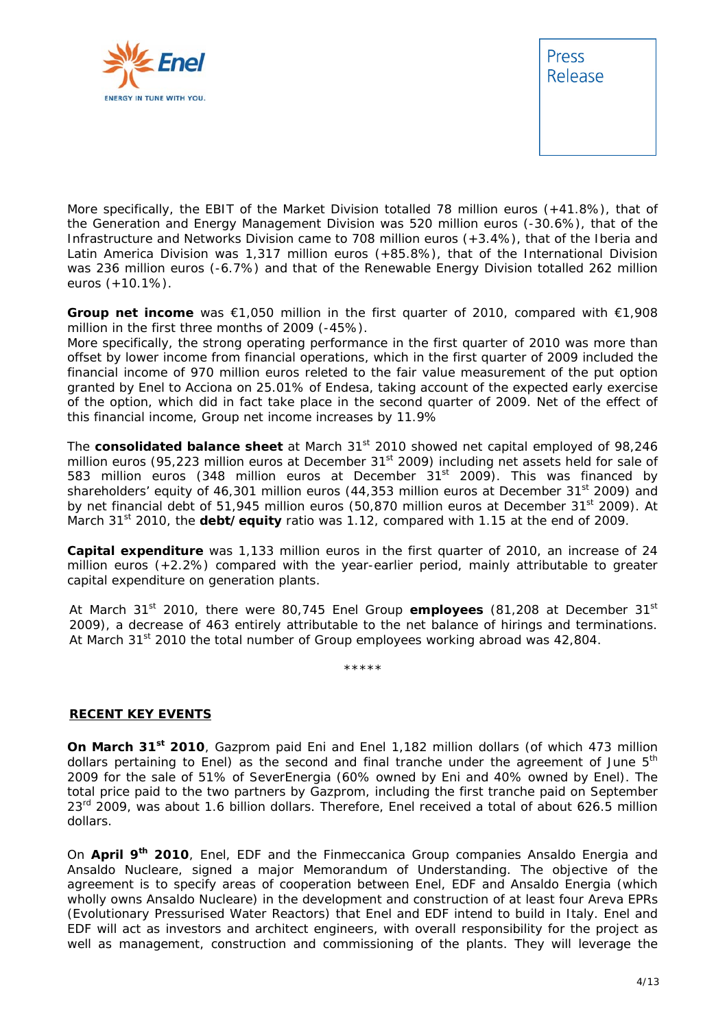More specifically, the EBIT of the Market Division totalled 78 million euros (+41.8%), that of the Generation and Energy Management Division was 520 million euros (-30.6%), that of the Infrastructure and Networks Division came to 708 million euros (+3.4%), that of the Iberia and Latin America Division was 1,317 million euros (+85.8%), that of the International Division was 236 million euros (-6.7%) and that of the Renewable Energy Division totalled 262 million euros (+10.1%).

**Group net income** was €1,050 million in the first quarter of 2010, compared with €1,908 million in the first three months of 2009 (-45%).
More specifically, the strong operating performance in the first quarter of 2010 was more than offset by lower income from financial operations, which in the first quarter of 2009 included the financial income of 970 million euros releted to the fair value measurement of the put option granted by Enel to Acciona on 25.01% of Endesa, taking account of the expected early exercise of the option, which did in fact take place in the second quarter of 2009. Net of the effect of this financial income, Group net income increases by 11.9%

The **consolidated balance sheet** at March 31st 2010 showed net capital employed of 98,246 million euros (95,223 million euros at December 31st 2009) including net assets held for sale of 583 million euros (348 million euros at December 31st 2009). This was financed by shareholders' equity of 46,301 million euros (44,353 million euros at December 31st 2009) and by net financial debt of 51,945 million euros (50,870 million euros at December 31st 2009). At March 31st 2010, the **debt/equity** ratio was 1.12, compared with 1.15 at the end of 2009.

**Capital expenditure** was 1,133 million euros in the first quarter of 2010, an increase of 24 million euros (+2.2%) compared with the year-earlier period, mainly attributable to greater capital expenditure on generation plants.

At March 31st 2010, there were 80,745 Enel Group **employees** (81,208 at December 31st 2009), a decrease of 463 entirely attributable to the net balance of hirings and terminations. At March 31st 2010 the total number of Group employees working abroad was 42,804.

*****

**RECENT KEY EVENTS**

**On March 31st 2010**, Gazprom paid Eni and Enel 1,182 million dollars (of which 473 million dollars pertaining to Enel) as the second and final tranche under the agreement of June 5th 2009 for the sale of 51% of SeverEnergia (60% owned by Eni and 40% owned by Enel). The total price paid to the two partners by Gazprom, including the first tranche paid on September 23rd 2009, was about 1.6 billion dollars. Therefore, Enel received a total of about 626.5 million dollars.

On **April 9th 2010**, Enel, EDF and the Finmeccanica Group companies Ansaldo Energia and Ansaldo Nucleare, signed a major Memorandum of Understanding. The objective of the agreement is to specify areas of cooperation between Enel, EDF and Ansaldo Energia (which wholly owns Ansaldo Nucleare) in the development and construction of at least four Areva EPRs (Evolutionary Pressurised Water Reactors) that Enel and EDF intend to build in Italy. Enel and EDF will act as investors and architect engineers, with overall responsibility for the project as well as management, construction and commissioning of the plants. They will leverage the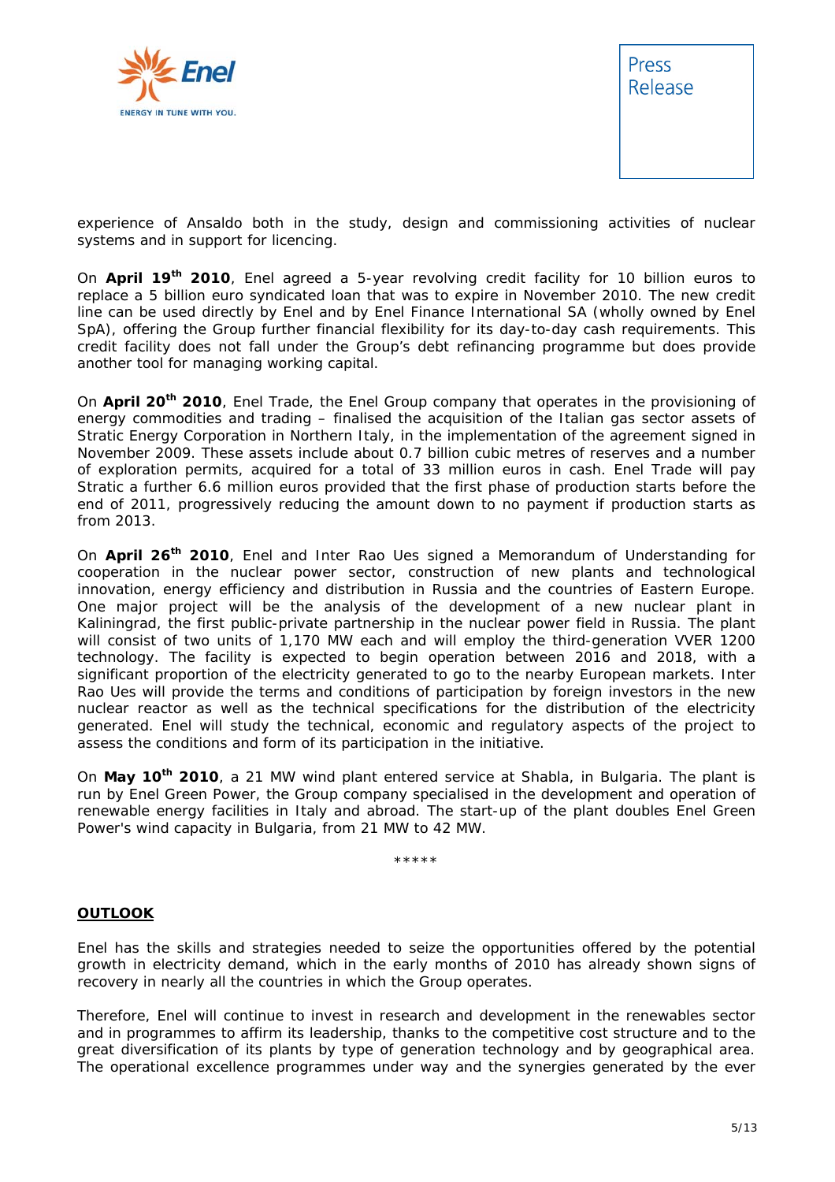experience of Ansaldo both in the study, design and commissioning activities of nuclear systems and in support for licencing.

On **April 19th 2010**, Enel agreed a 5-year revolving credit facility for 10 billion euros to replace a 5 billion euro syndicated loan that was to expire in November 2010. The new credit line can be used directly by Enel and by Enel Finance International SA (wholly owned by Enel SpA), offering the Group further financial flexibility for its day-to-day cash requirements. This credit facility does not fall under the Group's debt refinancing programme but does provide another tool for managing working capital.

On **April 20th 2010**, Enel Trade, the Enel Group company that operates in the provisioning of energy commodities and trading – finalised the acquisition of the Italian gas sector assets of Stratic Energy Corporation in Northern Italy, in the implementation of the agreement signed in November 2009. These assets include about 0.7 billion cubic metres of reserves and a number of exploration permits, acquired for a total of 33 million euros in cash. Enel Trade will pay Stratic a further 6.6 million euros provided that the first phase of production starts before the end of 2011, progressively reducing the amount down to no payment if production starts as from 2013.

On **April 26th 2010**, Enel and Inter Rao Ues signed a Memorandum of Understanding for cooperation in the nuclear power sector, construction of new plants and technological innovation, energy efficiency and distribution in Russia and the countries of Eastern Europe. One major project will be the analysis of the development of a new nuclear plant in Kaliningrad, the first public-private partnership in the nuclear power field in Russia. The plant will consist of two units of 1,170 MW each and will employ the third-generation VVER 1200 technology. The facility is expected to begin operation between 2016 and 2018, with a significant proportion of the electricity generated to go to the nearby European markets. Inter Rao Ues will provide the terms and conditions of participation by foreign investors in the new nuclear reactor as well as the technical specifications for the distribution of the electricity generated. Enel will study the technical, economic and regulatory aspects of the project to assess the conditions and form of its participation in the initiative.

On **May 10th 2010**, a 21 MW wind plant entered service at Shabla, in Bulgaria. The plant is run by Enel Green Power, the Group company specialised in the development and operation of renewable energy facilities in Italy and abroad. The start-up of the plant doubles Enel Green Power's wind capacity in Bulgaria, from 21 MW to 42 MW.

*****

## OUTLOOK

Enel has the skills and strategies needed to seize the opportunities offered by the potential growth in electricity demand, which in the early months of 2010 has already shown signs of recovery in nearly all the countries in which the Group operates.

Therefore, Enel will continue to invest in research and development in the renewables sector and in programmes to affirm its leadership, thanks to the competitive cost structure and to the great diversification of its plants by type of generation technology and by geographical area. The operational excellence programmes under way and the synergies generated by the ever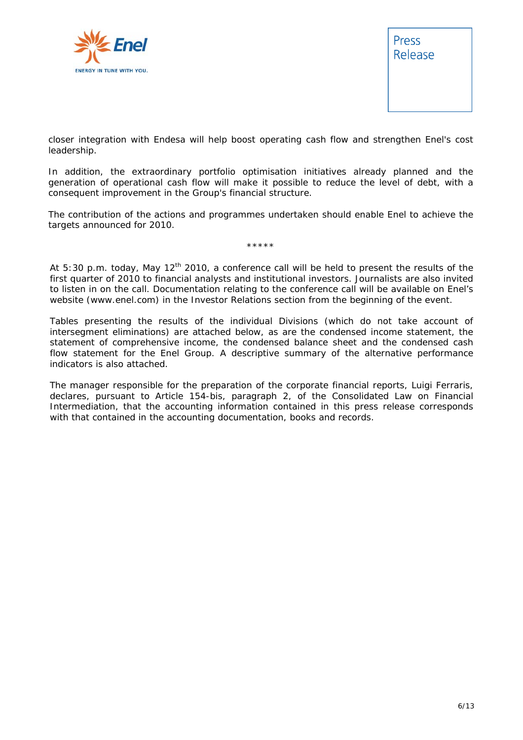closer integration with Endesa will help boost operating cash flow and strengthen Enel's cost leadership.

In addition, the extraordinary portfolio optimisation initiatives already planned and the generation of operational cash flow will make it possible to reduce the level of debt, with a consequent improvement in the Group's financial structure.

The contribution of the actions and programmes undertaken should enable Enel to achieve the targets announced for 2010.

*****

At 5:30 p.m. today, May 12th 2010, a conference call will be held to present the results of the first quarter of 2010 to financial analysts and institutional investors. Journalists are also invited to listen in on the call. Documentation relating to the conference call will be available on Enel's website (www.enel.com) in the Investor Relations section from the beginning of the event.

Tables presenting the results of the individual Divisions (which do not take account of intersegment eliminations) are attached below, as are the condensed income statement, the statement of comprehensive income, the condensed balance sheet and the condensed cash flow statement for the Enel Group. A descriptive summary of the alternative performance indicators is also attached.

The manager responsible for the preparation of the corporate financial reports, Luigi Ferraris, declares, pursuant to Article 154-bis, paragraph 2, of the Consolidated Law on Financial Intermediation, that the accounting information contained in this press release corresponds with that contained in the accounting documentation, books and records.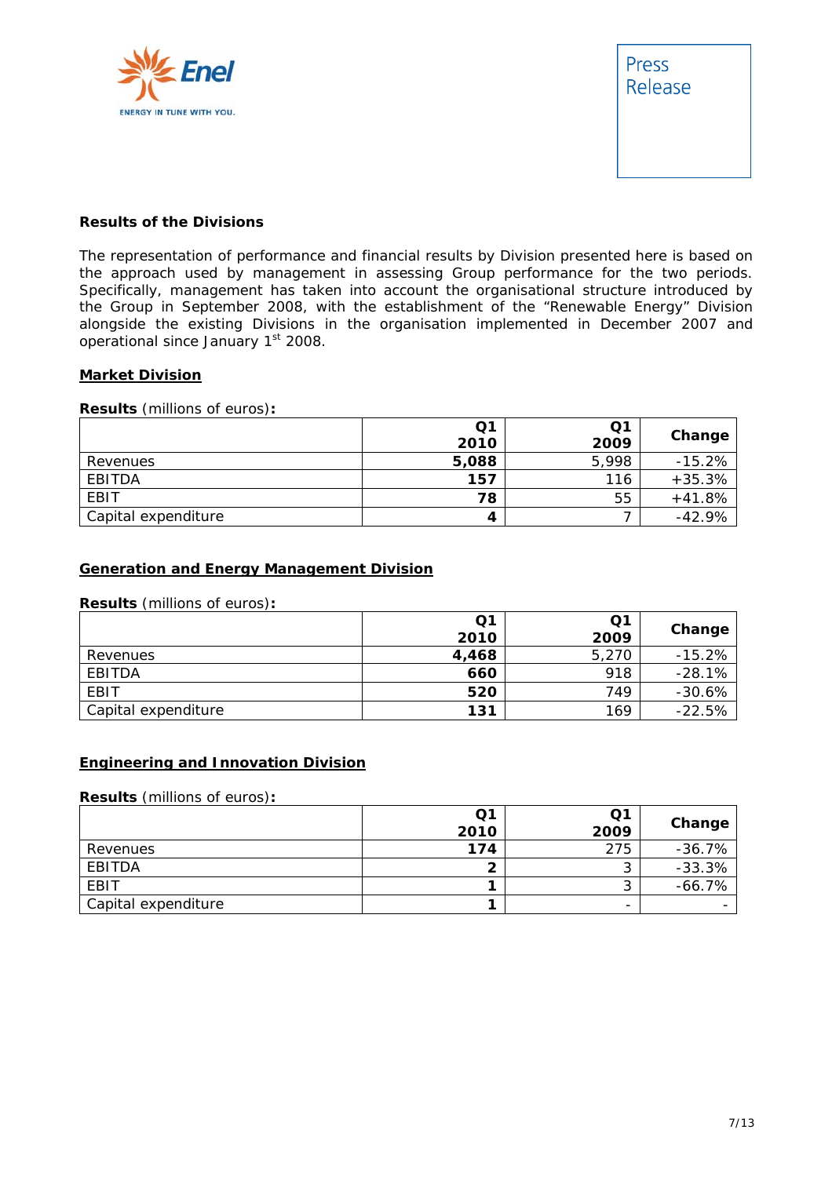### Results of the Divisions

The representation of performance and financial results by Division presented here is based on the approach used by management in assessing Group performance for the two periods. Specifically, management has taken into account the organisational structure introduced by the Group in September 2008, with the establishment of the "Renewable Energy" Division alongside the existing Divisions in the organisation implemented in December 2007 and operational since January 1st 2008.

#### Market Division

**Results** (millions of euros)**:**

| | Q1 2010 | Q1 2009 | Change |
|---|---|---|---|
| Revenues | **5,088** | 5,998 | -15.2% |
| EBITDA | **157** | 116 | +35.3% |
| EBIT | **78** | 55 | +41.8% |
| Capital expenditure | **4** | 7 | -42.9% |

#### Generation and Energy Management Division

**Results** (millions of euros)**:**

| | Q1 2010 | Q1 2009 | Change |
|---|---|---|---|
| Revenues | **4,468** | 5,270 | -15.2% |
| EBITDA | **660** | 918 | -28.1% |
| EBIT | **520** | 749 | -30.6% |
| Capital expenditure | **131** | 169 | -22.5% |

#### Engineering and Innovation Division

**Results** (millions of euros)**:**

| | Q1 2010 | Q1 2009 | Change |
|---|---|---|---|
| Revenues | **174** | 275 | -36.7% |
| EBITDA | **2** | 3 | -33.3% |
| EBIT | **1** | 3 | -66.7% |
| Capital expenditure | **1** | - | - |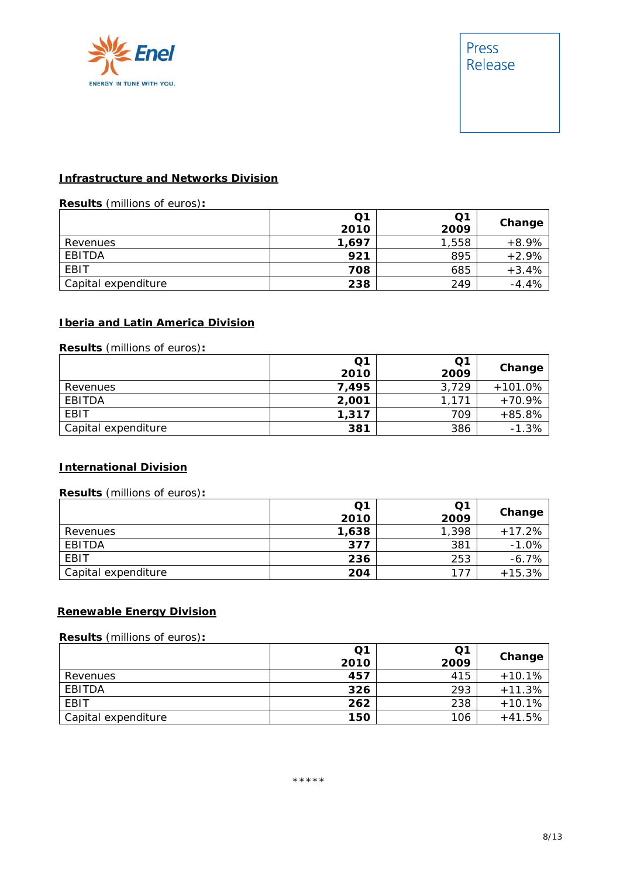## Infrastructure and Networks Division

**Results** (millions of euros)**:**

| | Q1 2010 | Q1 2009 | Change |
|---|---|---|---|
| Revenues | **1,697** | 1,558 | +8.9% |
| EBITDA | **921** | 895 | +2.9% |
| EBIT | **708** | 685 | +3.4% |
| Capital expenditure | **238** | 249 | -4.4% |

## Iberia and Latin America Division

**Results** (millions of euros)**:**

| | Q1 2010 | Q1 2009 | Change |
|---|---|---|---|
| Revenues | **7,495** | 3,729 | +101.0% |
| EBITDA | **2,001** | 1,171 | +70.9% |
| EBIT | **1,317** | 709 | +85.8% |
| Capital expenditure | **381** | 386 | -1.3% |

## International Division

**Results** (millions of euros)**:**

| | Q1 2010 | Q1 2009 | Change |
|---|---|---|---|
| Revenues | **1,638** | 1,398 | +17.2% |
| EBITDA | **377** | 381 | -1.0% |
| EBIT | **236** | 253 | -6.7% |
| Capital expenditure | **204** | 177 | +15.3% |

## Renewable Energy Division

**Results** (millions of euros)**:**

| | Q1 2010 | Q1 2009 | Change |
|---|---|---|---|
| Revenues | **457** | 415 | +10.1% |
| EBITDA | **326** | 293 | +11.3% |
| EBIT | **262** | 238 | +10.1% |
| Capital expenditure | **150** | 106 | +41.5% |

*****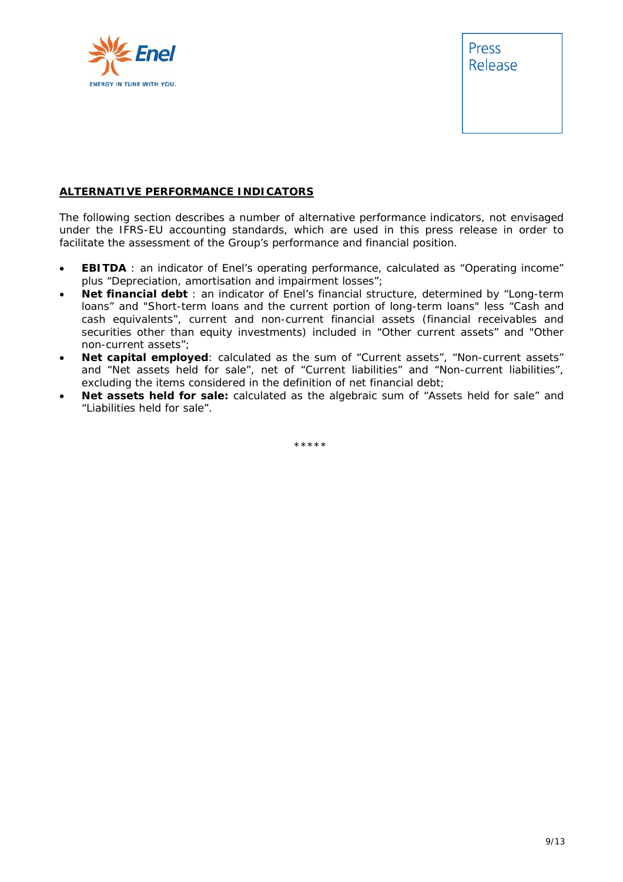## ALTERNATIVE PERFORMANCE INDICATORS

The following section describes a number of alternative performance indicators, not envisaged under the IFRS-EU accounting standards, which are used in this press release in order to facilitate the assessment of the Group's performance and financial position.

- **EBITDA** : an indicator of Enel's operating performance, calculated as "Operating income" plus "Depreciation, amortisation and impairment losses";
- **Net financial debt** : an indicator of Enel's financial structure, determined by "Long-term loans" and "Short-term loans and the current portion of long-term loans" less "Cash and cash equivalents", current and non-current financial assets (financial receivables and securities other than equity investments) included in "Other current assets" and "Other non-current assets";
- **Net capital employed**: calculated as the sum of "Current assets", "Non-current assets" and "Net assets held for sale", net of "Current liabilities" and "Non-current liabilities", excluding the items considered in the definition of net financial debt;
- **Net assets held for sale:** calculated as the algebraic sum of "Assets held for sale" and "Liabilities held for sale".

*****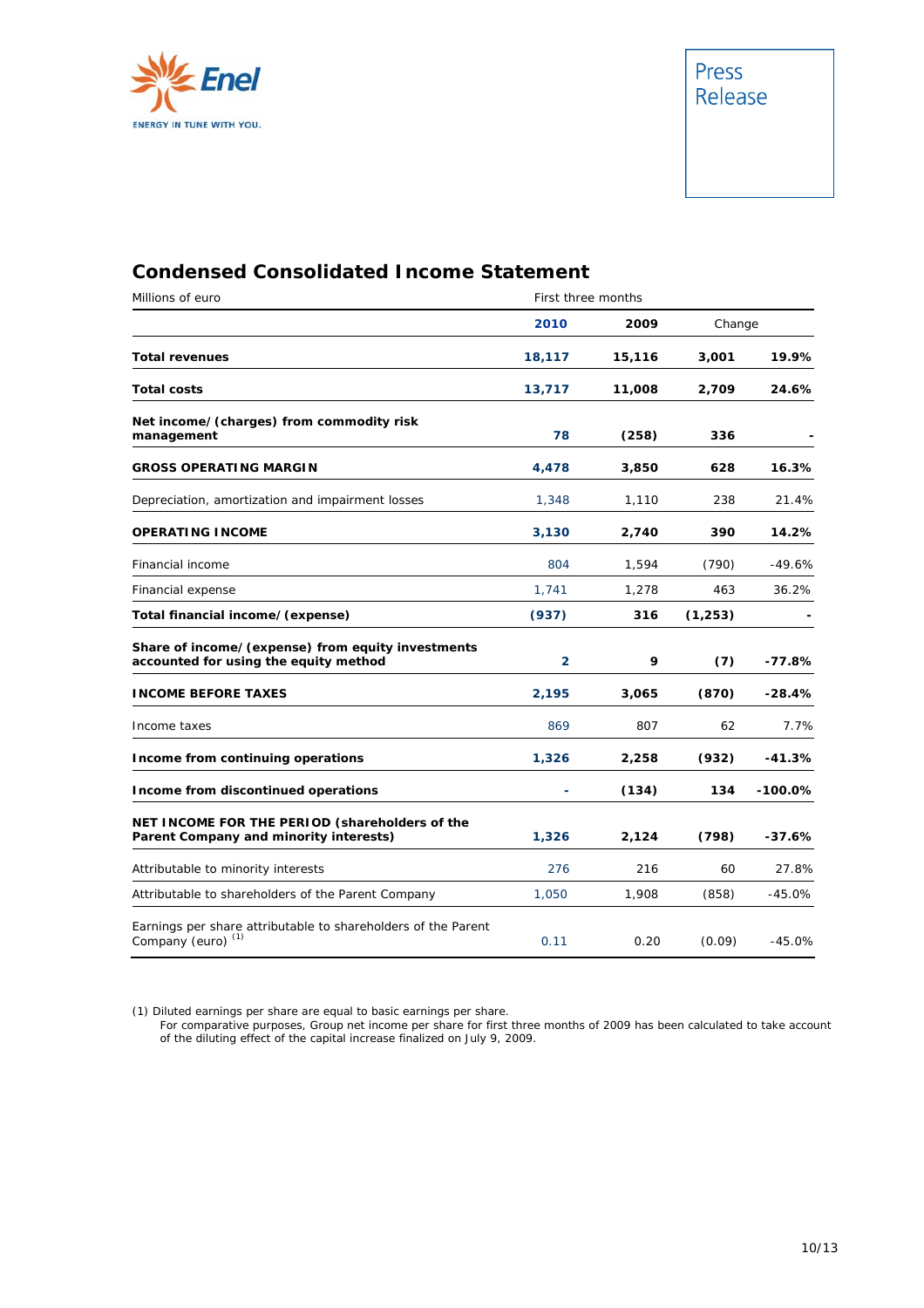Press Release

## Condensed Consolidated Income Statement

| Millions of euro | First three months | | | |
|---|---|---|---|---|
| | **2010** | **2009** | Change | |
| **Total revenues** | **18,117** | **15,116** | **3,001** | **19.9%** |
| **Total costs** | **13,717** | **11,008** | **2,709** | **24.6%** |
| **Net income/(charges) from commodity risk management** | **78** | **(258)** | **336** | **-** |
| **GROSS OPERATING MARGIN** | **4,478** | **3,850** | **628** | **16.3%** |
| Depreciation, amortization and impairment losses | 1,348 | 1,110 | 238 | 21.4% |
| **OPERATING INCOME** | **3,130** | **2,740** | **390** | **14.2%** |
| Financial income | 804 | 1,594 | (790) | -49.6% |
| Financial expense | 1,741 | 1,278 | 463 | 36.2% |
| **Total financial income/(expense)** | **(937)** | **316** | **(1,253)** | **-** |
| **Share of income/(expense) from equity investments accounted for using the equity method** | **2** | **9** | **(7)** | **-77.8%** |
| **INCOME BEFORE TAXES** | **2,195** | **3,065** | **(870)** | **-28.4%** |
| Income taxes | 869 | 807 | 62 | 7.7% |
| **Income from continuing operations** | **1,326** | **2,258** | **(932)** | **-41.3%** |
| **Income from discontinued operations** | **-** | **(134)** | **134** | **-100.0%** |
| **NET INCOME FOR THE PERIOD (shareholders of the Parent Company and minority interests)** | **1,326** | **2,124** | **(798)** | **-37.6%** |
| Attributable to minority interests | 276 | 216 | 60 | 27.8% |
| Attributable to shareholders of the Parent Company | 1,050 | 1,908 | (858) | -45.0% |
| Earnings per share attributable to shareholders of the Parent Company (euro) [1] | 0.11 | 0.20 | (0.09) | -45.0% |

(1) Diluted earnings per share are equal to basic earnings per share.
For comparative purposes, Group net income per share for first three months of 2009 has been calculated to take account of the diluting effect of the capital increase finalized on July 9, 2009.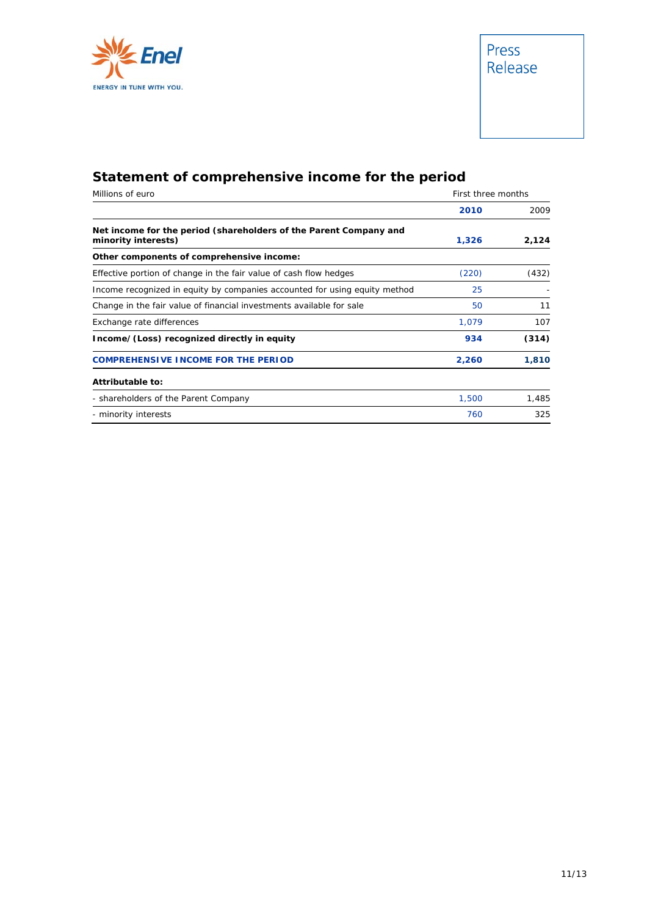## Statement of comprehensive income for the period

| Millions of euro | First three months | |
|---|---|---|
| | **2010** | 2009 |
| **Net income for the period (shareholders of the Parent Company and minority interests)** | **1,326** | **2,124** |
| **Other components of comprehensive income:** | | |
| Effective portion of change in the fair value of cash flow hedges | (220) | (432) |
| Income recognized in equity by companies accounted for using equity method | 25 | - |
| Change in the fair value of financial investments available for sale | 50 | 11 |
| Exchange rate differences | 1,079 | 107 |
| **Income/(Loss) recognized directly in equity** | **934** | **(314)** |
| **COMPREHENSIVE INCOME FOR THE PERIOD** | **2,260** | **1,810** |
| **Attributable to:** | | |
| - shareholders of the Parent Company | 1,500 | 1,485 |
| - minority interests | 760 | 325 |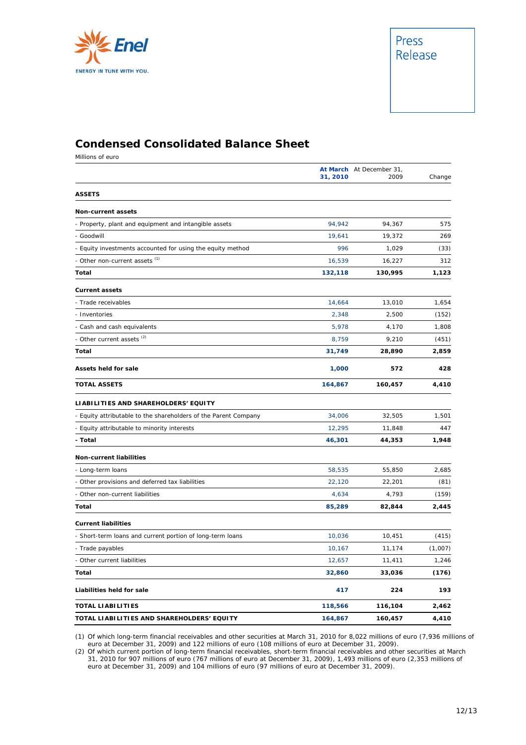Enel

ENERGY IN TUNE WITH YOU.

Press Release

## Condensed Consolidated Balance Sheet

Millions of euro

| | At March 31, 2010 | At December 31, 2009 | Change |
|---|---|---|---|
| **ASSETS** | | | |
| **Non-current assets** | | | |
| - Property, plant and equipment and intangible assets | 94,942 | 94,367 | 575 |
| - Goodwill | 19,641 | 19,372 | 269 |
| - Equity investments accounted for using the equity method | 996 | 1,029 | (33) |
| - Other non-current assets [(1)] | 16,539 | 16,227 | 312 |
| **Total** | **132,118** | **130,995** | **1,123** |
| **Current assets** | | | |
| - Trade receivables | 14,664 | 13,010 | 1,654 |
| - Inventories | 2,348 | 2,500 | (152) |
| - Cash and cash equivalents | 5,978 | 4,170 | 1,808 |
| - Other current assets [(2)] | 8,759 | 9,210 | (451) |
| **Total** | **31,749** | **28,890** | **2,859** |
| **Assets held for sale** | **1,000** | **572** | **428** |
| **TOTAL ASSETS** | **164,867** | **160,457** | **4,410** |
| **LIABILITIES AND SHAREHOLDERS' EQUITY** | | | |
| - Equity attributable to the shareholders of the Parent Company | 34,006 | 32,505 | 1,501 |
| - Equity attributable to minority interests | 12,295 | 11,848 | 447 |
| **- Total** | **46,301** | **44,353** | **1,948** |
| **Non-current liabilities** | | | |
| - Long-term loans | 58,535 | 55,850 | 2,685 |
| - Other provisions and deferred tax liabilities | 22,120 | 22,201 | (81) |
| - Other non-current liabilities | 4,634 | 4,793 | (159) |
| **Total** | **85,289** | **82,844** | **2,445** |
| **Current liabilities** | | | |
| - Short-term loans and current portion of long-term loans | 10,036 | 10,451 | (415) |
| - Trade payables | 10,167 | 11,174 | (1,007) |
| - Other current liabilities | 12,657 | 11,411 | 1,246 |
| **Total** | **32,860** | **33,036** | **(176)** |
| **Liabilities held for sale** | **417** | **224** | **193** |
| **TOTAL LIABILITIES** | **118,566** | **116,104** | **2,462** |
| **TOTAL LIABILITIES AND SHAREHOLDERS' EQUITY** | **164,867** | **160,457** | **4,410** |

(1) Of which long-term financial receivables and other securities at March 31, 2010 for 8,022 millions of euro (7,936 millions of euro at December 31, 2009) and 122 millions of euro (108 millions of euro at December 31, 2009).

(2) Of which current portion of long-term financial receivables, short-term financial receivables and other securities at March 31, 2010 for 907 millions of euro (767 millions of euro at December 31, 2009), 1,493 millions of euro (2,353 millions of euro at December 31, 2009) and 104 millions of euro (97 millions of euro at December 31, 2009).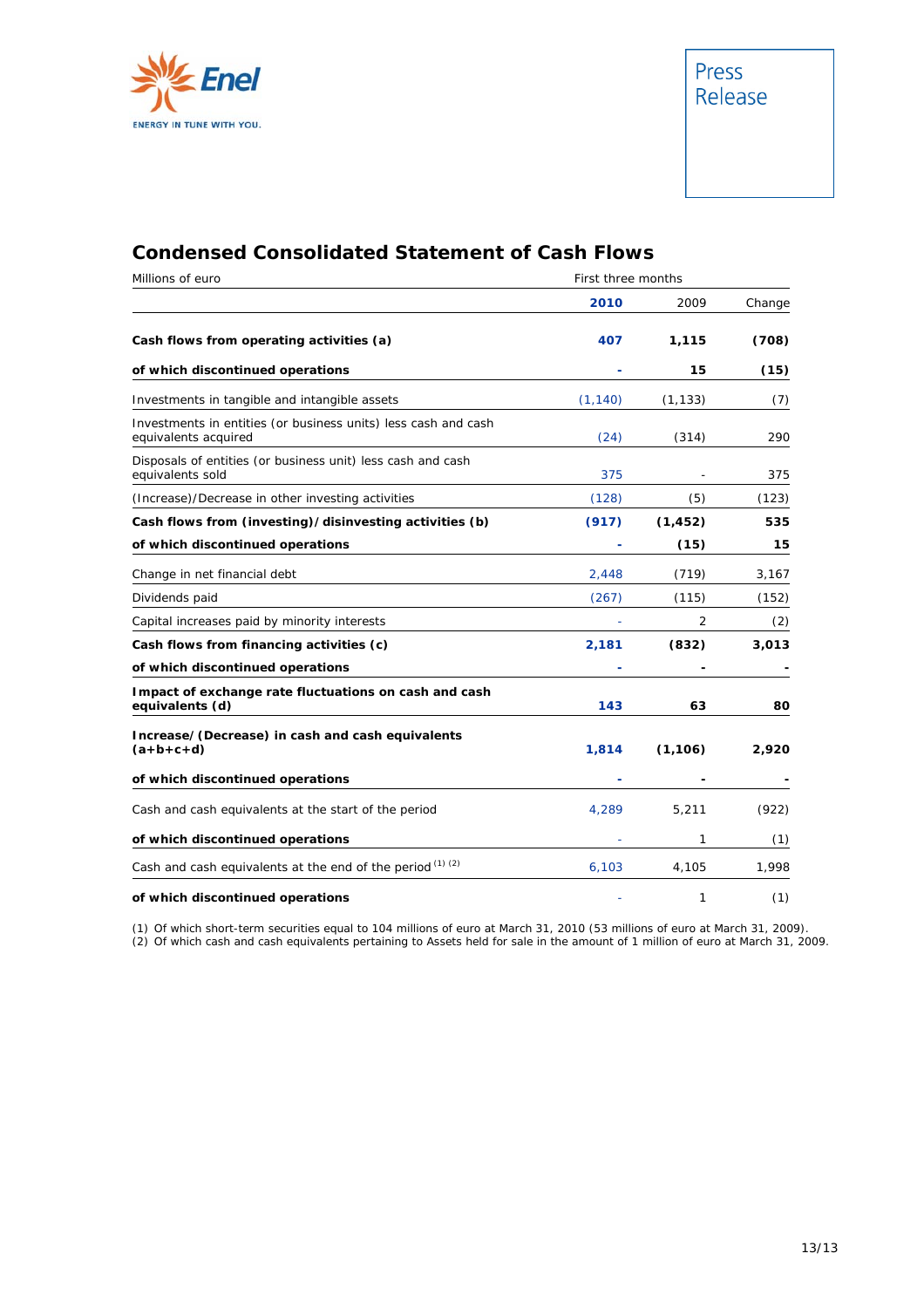## Condensed Consolidated Statement of Cash Flows

| Millions of euro | First three months | | |
|---|---|---|---|
| | **2010** | 2009 | Change |
| **Cash flows from operating activities (a)** | **407** | **1,115** | **(708)** |
| **of which discontinued operations** | **-** | **15** | **(15)** |
| Investments in tangible and intangible assets | (1,140) | (1,133) | (7) |
| Investments in entities (or business units) less cash and cash equivalents acquired | (24) | (314) | 290 |
| Disposals of entities (or business unit) less cash and cash equivalents sold | 375 | - | 375 |
| (Increase)/Decrease in other investing activities | (128) | (5) | (123) |
| **Cash flows from (investing)/disinvesting activities (b)** | **(917)** | **(1,452)** | **535** |
| **of which discontinued operations** | **-** | **(15)** | **15** |
| Change in net financial debt | 2,448 | (719) | 3,167 |
| Dividends paid | (267) | (115) | (152) |
| Capital increases paid by minority interests | - | 2 | (2) |
| **Cash flows from financing activities (c)** | **2,181** | **(832)** | **3,013** |
| **of which discontinued operations** | **-** | **-** | **-** |
| **Impact of exchange rate fluctuations on cash and cash equivalents (d)** | **143** | **63** | **80** |
| **Increase/(Decrease) in cash and cash equivalents (a+b+c+d)** | **1,814** | **(1,106)** | **2,920** |
| **of which discontinued operations** | **-** | **-** | **-** |
| Cash and cash equivalents at the start of the period | 4,289 | 5,211 | (922) |
| **of which discontinued operations** | - | 1 | (1) |
| Cash and cash equivalents at the end of the period (1) (2) | 6,103 | 4,105 | 1,998 |
| **of which discontinued operations** | - | 1 | (1) |

(1) Of which short-term securities equal to 104 millions of euro at March 31, 2010 (53 millions of euro at March 31, 2009).
(2) Of which cash and cash equivalents pertaining to Assets held for sale in the amount of 1 million of euro at March 31, 2009.